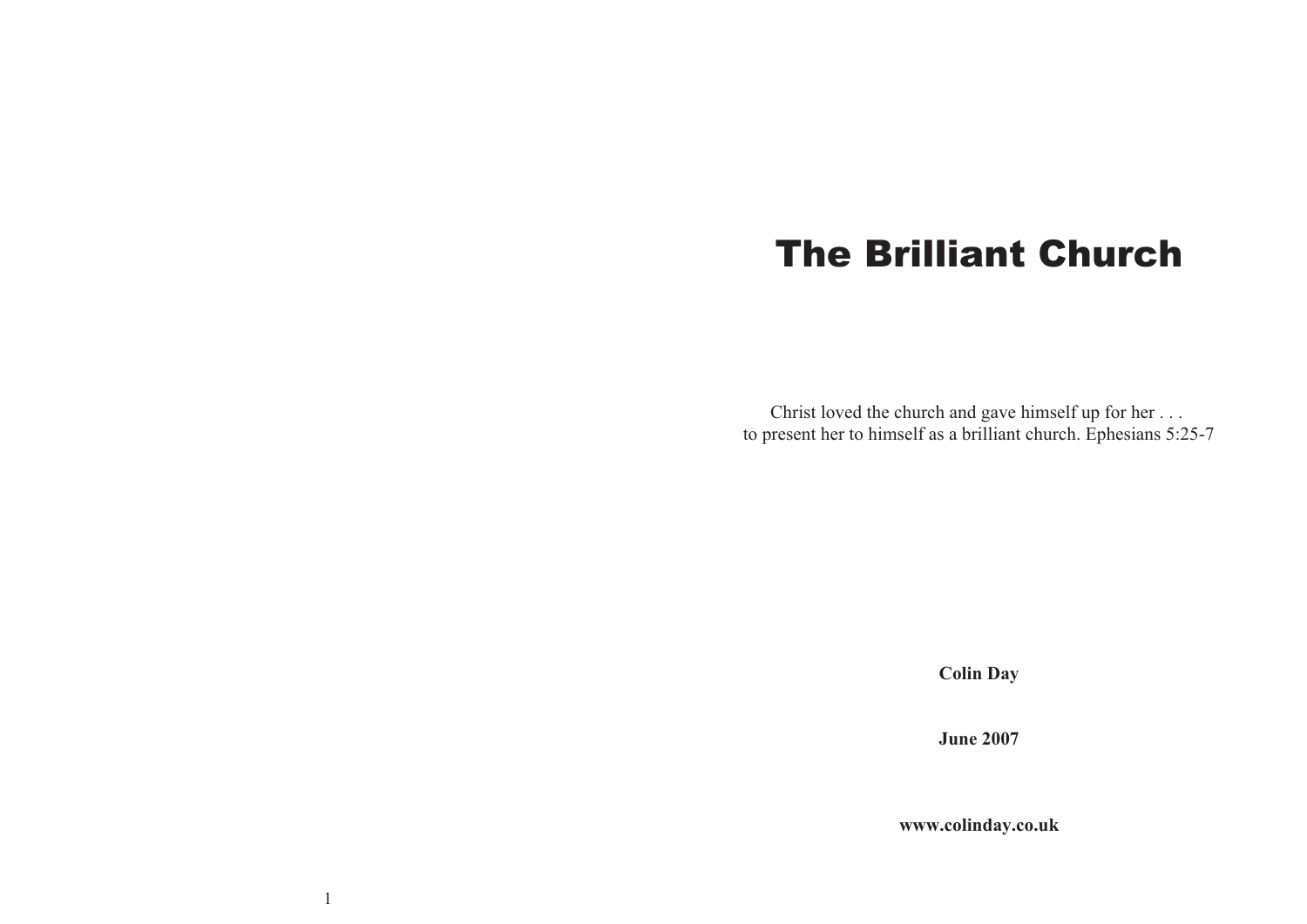# The Brilliant Church

Christ loved the church and gave himself up for her . . .
to present her to himself as a brilliant church. Ephesians 5:25-7

**Colin Day**

**June 2007**

**www.colinday.co.uk**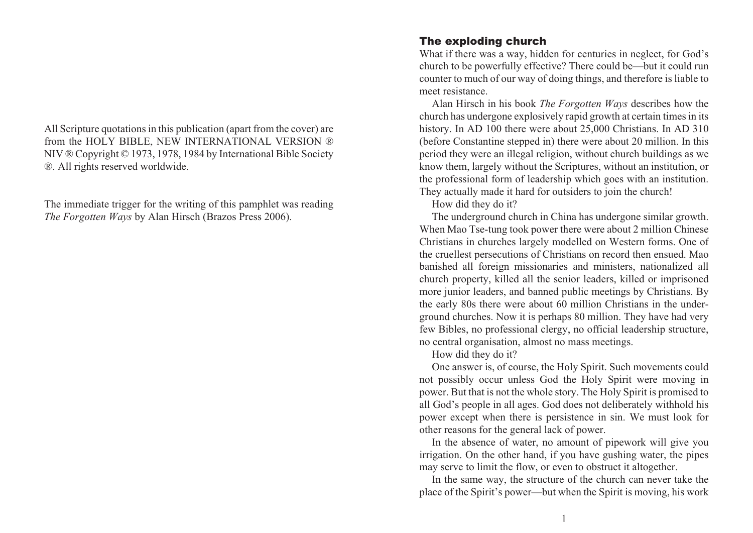All Scripture quotations in this publication (apart from the cover) are from the HOLY BIBLE, NEW INTERNATIONAL VERSION ® NIV ® Copyright © 1973, 1978, 1984 by International Bible Society ®. All rights reserved worldwide.

The immediate trigger for the writing of this pamphlet was reading *The Forgotten Ways* by Alan Hirsch (Brazos Press 2006).

## The exploding church

What if there was a way, hidden for centuries in neglect, for God's church to be powerfully effective? There could be—but it could run counter to much of our way of doing things, and therefore is liable to meet resistance.

Alan Hirsch in his book *The Forgotten Ways* describes how the church has undergone explosively rapid growth at certain times in its history. In AD 100 there were about 25,000 Christians. In AD 310 (before Constantine stepped in) there were about 20 million. In this period they were an illegal religion, without church buildings as we know them, largely without the Scriptures, without an institution, or the professional form of leadership which goes with an institution. They actually made it hard for outsiders to join the church!

How did they do it?

The underground church in China has undergone similar growth. When Mao Tse-tung took power there were about 2 million Chinese Christians in churches largely modelled on Western forms. One of the cruellest persecutions of Christians on record then ensued. Mao banished all foreign missionaries and ministers, nationalized all church property, killed all the senior leaders, killed or imprisoned more junior leaders, and banned public meetings by Christians. By the early 80s there were about 60 million Christians in the underground churches. Now it is perhaps 80 million. They have had very few Bibles, no professional clergy, no official leadership structure, no central organisation, almost no mass meetings.

How did they do it?

One answer is, of course, the Holy Spirit. Such movements could not possibly occur unless God the Holy Spirit were moving in power. But that is not the whole story. The Holy Spirit is promised to all God's people in all ages. God does not deliberately withhold his power except when there is persistence in sin. We must look for other reasons for the general lack of power.

In the absence of water, no amount of pipework will give you irrigation. On the other hand, if you have gushing water, the pipes may serve to limit the flow, or even to obstruct it altogether.

In the same way, the structure of the church can never take the place of the Spirit's power—but when the Spirit is moving, his work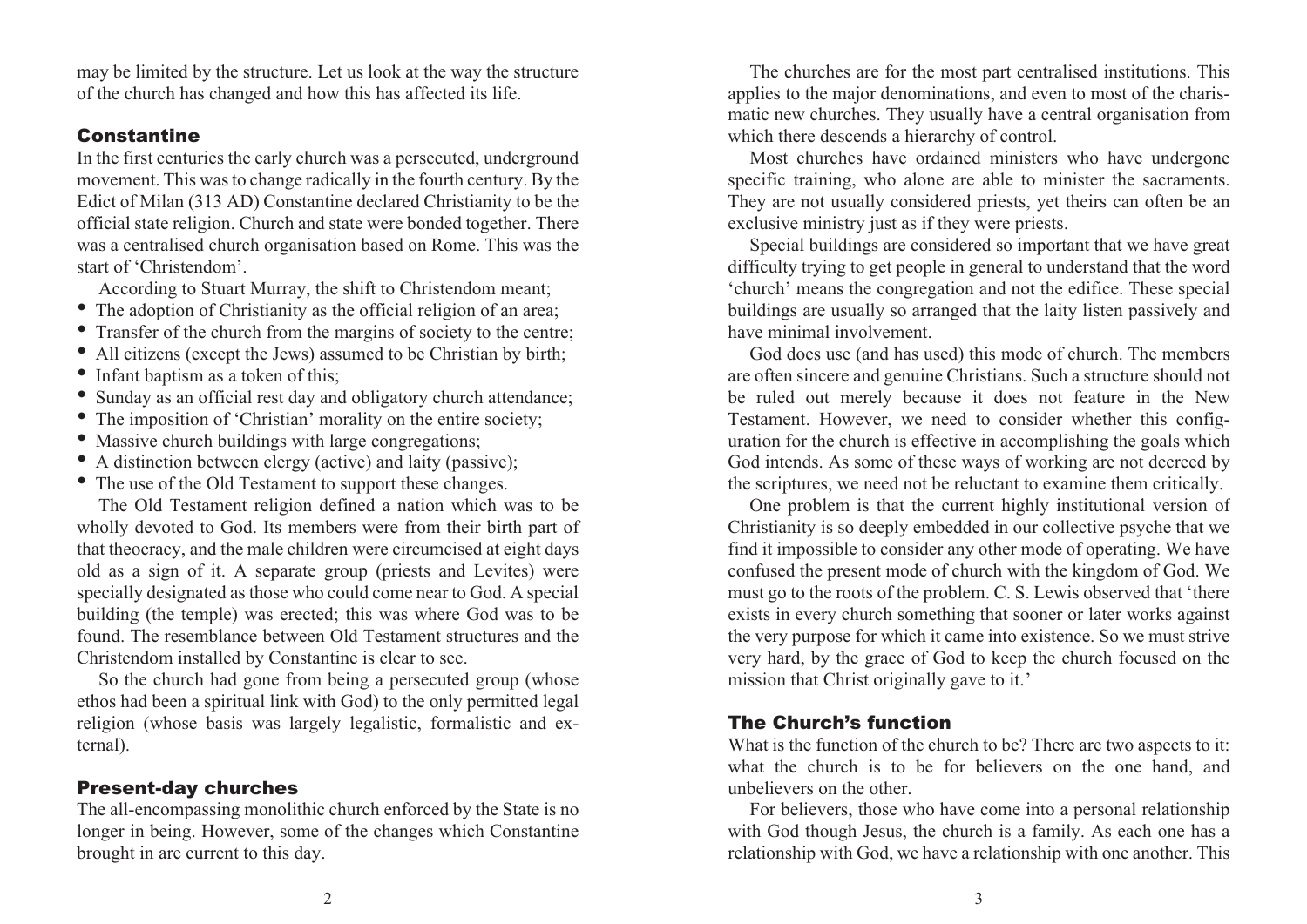may be limited by the structure. Let us look at the way the structure of the church has changed and how this has affected its life.

## Constantine

In the first centuries the early church was a persecuted, underground movement. This was to change radically in the fourth century. By the Edict of Milan (313 AD) Constantine declared Christianity to be the official state religion. Church and state were bonded together. There was a centralised church organisation based on Rome. This was the start of 'Christendom'.

According to Stuart Murray, the shift to Christendom meant;

- The adoption of Christianity as the official religion of an area;
- Transfer of the church from the margins of society to the centre;
- All citizens (except the Jews) assumed to be Christian by birth;
- Infant baptism as a token of this;
- Sunday as an official rest day and obligatory church attendance;
- The imposition of 'Christian' morality on the entire society;
- Massive church buildings with large congregations;
- A distinction between clergy (active) and laity (passive);
- The use of the Old Testament to support these changes.

The Old Testament religion defined a nation which was to be wholly devoted to God. Its members were from their birth part of that theocracy, and the male children were circumcised at eight days old as a sign of it. A separate group (priests and Levites) were specially designated as those who could come near to God. A special building (the temple) was erected; this was where God was to be found. The resemblance between Old Testament structures and the Christendom installed by Constantine is clear to see.

So the church had gone from being a persecuted group (whose ethos had been a spiritual link with God) to the only permitted legal religion (whose basis was largely legalistic, formalistic and external).

## Present-day churches

The all-encompassing monolithic church enforced by the State is no longer in being. However, some of the changes which Constantine brought in are current to this day.

The churches are for the most part centralised institutions. This applies to the major denominations, and even to most of the charismatic new churches. They usually have a central organisation from which there descends a hierarchy of control.

Most churches have ordained ministers who have undergone specific training, who alone are able to minister the sacraments. They are not usually considered priests, yet theirs can often be an exclusive ministry just as if they were priests.

Special buildings are considered so important that we have great difficulty trying to get people in general to understand that the word 'church' means the congregation and not the edifice. These special buildings are usually so arranged that the laity listen passively and have minimal involvement.

God does use (and has used) this mode of church. The members are often sincere and genuine Christians. Such a structure should not be ruled out merely because it does not feature in the New Testament. However, we need to consider whether this configuration for the church is effective in accomplishing the goals which God intends. As some of these ways of working are not decreed by the scriptures, we need not be reluctant to examine them critically.

One problem is that the current highly institutional version of Christianity is so deeply embedded in our collective psyche that we find it impossible to consider any other mode of operating. We have confused the present mode of church with the kingdom of God. We must go to the roots of the problem. C. S. Lewis observed that 'there exists in every church something that sooner or later works against the very purpose for which it came into existence. So we must strive very hard, by the grace of God to keep the church focused on the mission that Christ originally gave to it.'

## The Church's function

What is the function of the church to be? There are two aspects to it: what the church is to be for believers on the one hand, and unbelievers on the other.

For believers, those who have come into a personal relationship with God though Jesus, the church is a family. As each one has a relationship with God, we have a relationship with one another. This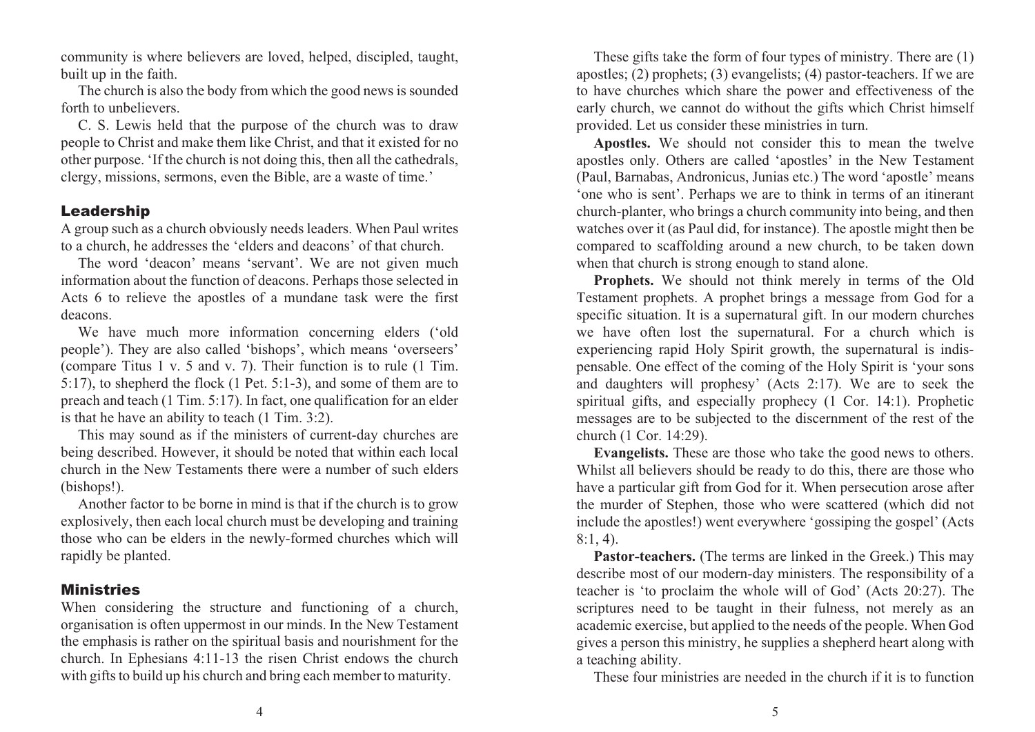community is where believers are loved, helped, discipled, taught, built up in the faith.

The church is also the body from which the good news is sounded forth to unbelievers.

C. S. Lewis held that the purpose of the church was to draw people to Christ and make them like Christ, and that it existed for no other purpose. 'If the church is not doing this, then all the cathedrals, clergy, missions, sermons, even the Bible, are a waste of time.'

## Leadership

A group such as a church obviously needs leaders. When Paul writes to a church, he addresses the 'elders and deacons' of that church.

The word 'deacon' means 'servant'. We are not given much information about the function of deacons. Perhaps those selected in Acts 6 to relieve the apostles of a mundane task were the first deacons.

We have much more information concerning elders ('old people'). They are also called 'bishops', which means 'overseers' (compare Titus 1 v. 5 and v. 7). Their function is to rule (1 Tim. 5:17), to shepherd the flock (1 Pet. 5:1-3), and some of them are to preach and teach (1 Tim. 5:17). In fact, one qualification for an elder is that he have an ability to teach (1 Tim. 3:2).

This may sound as if the ministers of current-day churches are being described. However, it should be noted that within each local church in the New Testaments there were a number of such elders (bishops!).

Another factor to be borne in mind is that if the church is to grow explosively, then each local church must be developing and training those who can be elders in the newly-formed churches which will rapidly be planted.

## Ministries

When considering the structure and functioning of a church, organisation is often uppermost in our minds. In the New Testament the emphasis is rather on the spiritual basis and nourishment for the church. In Ephesians 4:11-13 the risen Christ endows the church with gifts to build up his church and bring each member to maturity.

These gifts take the form of four types of ministry. There are (1) apostles; (2) prophets; (3) evangelists; (4) pastor-teachers. If we are to have churches which share the power and effectiveness of the early church, we cannot do without the gifts which Christ himself provided. Let us consider these ministries in turn.

**Apostles.** We should not consider this to mean the twelve apostles only. Others are called 'apostles' in the New Testament (Paul, Barnabas, Andronicus, Junias etc.) The word 'apostle' means 'one who is sent'. Perhaps we are to think in terms of an itinerant church-planter, who brings a church community into being, and then watches over it (as Paul did, for instance). The apostle might then be compared to scaffolding around a new church, to be taken down when that church is strong enough to stand alone.

**Prophets.** We should not think merely in terms of the Old Testament prophets. A prophet brings a message from God for a specific situation. It is a supernatural gift. In our modern churches we have often lost the supernatural. For a church which is experiencing rapid Holy Spirit growth, the supernatural is indispensable. One effect of the coming of the Holy Spirit is 'your sons and daughters will prophesy' (Acts 2:17). We are to seek the spiritual gifts, and especially prophecy (1 Cor. 14:1). Prophetic messages are to be subjected to the discernment of the rest of the church (1 Cor. 14:29).

**Evangelists.** These are those who take the good news to others. Whilst all believers should be ready to do this, there are those who have a particular gift from God for it. When persecution arose after the murder of Stephen, those who were scattered (which did not include the apostles!) went everywhere 'gossiping the gospel' (Acts 8:1, 4).

**Pastor-teachers.** (The terms are linked in the Greek.) This may describe most of our modern-day ministers. The responsibility of a teacher is 'to proclaim the whole will of God' (Acts 20:27). The scriptures need to be taught in their fulness, not merely as an academic exercise, but applied to the needs of the people. When God gives a person this ministry, he supplies a shepherd heart along with a teaching ability.

These four ministries are needed in the church if it is to function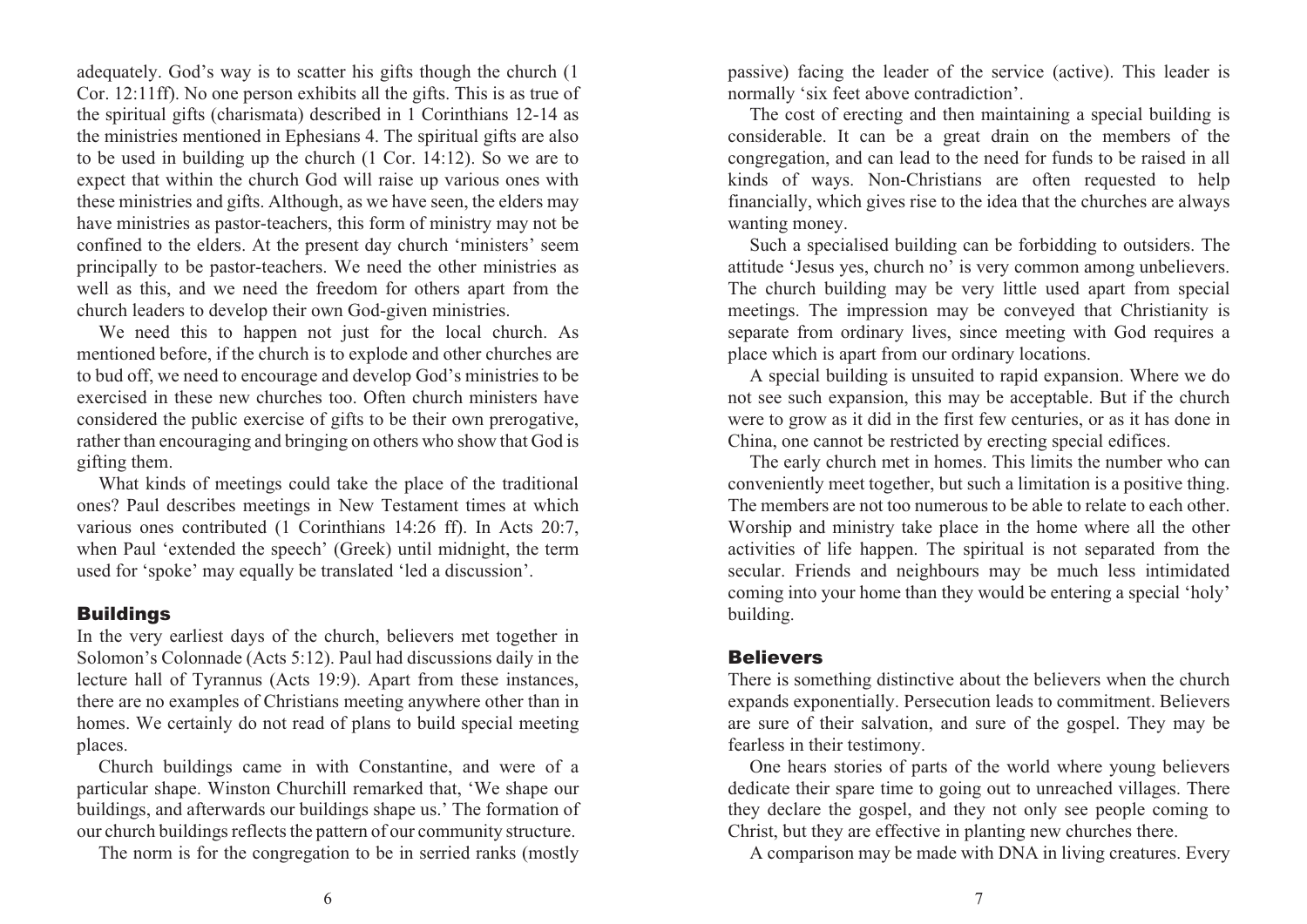adequately. God's way is to scatter his gifts though the church (1 Cor. 12:11ff). No one person exhibits all the gifts. This is as true of the spiritual gifts (charismata) described in 1 Corinthians 12-14 as the ministries mentioned in Ephesians 4. The spiritual gifts are also to be used in building up the church (1 Cor. 14:12). So we are to expect that within the church God will raise up various ones with these ministries and gifts. Although, as we have seen, the elders may have ministries as pastor-teachers, this form of ministry may not be confined to the elders. At the present day church 'ministers' seem principally to be pastor-teachers. We need the other ministries as well as this, and we need the freedom for others apart from the church leaders to develop their own God-given ministries.

We need this to happen not just for the local church. As mentioned before, if the church is to explode and other churches are to bud off, we need to encourage and develop God's ministries to be exercised in these new churches too. Often church ministers have considered the public exercise of gifts to be their own prerogative, rather than encouraging and bringing on others who show that God is gifting them.

What kinds of meetings could take the place of the traditional ones? Paul describes meetings in New Testament times at which various ones contributed (1 Corinthians 14:26 ff). In Acts 20:7, when Paul 'extended the speech' (Greek) until midnight, the term used for 'spoke' may equally be translated 'led a discussion'.

## Buildings

In the very earliest days of the church, believers met together in Solomon's Colonnade (Acts 5:12). Paul had discussions daily in the lecture hall of Tyrannus (Acts 19:9). Apart from these instances, there are no examples of Christians meeting anywhere other than in homes. We certainly do not read of plans to build special meeting places.

Church buildings came in with Constantine, and were of a particular shape. Winston Churchill remarked that, 'We shape our buildings, and afterwards our buildings shape us.' The formation of our church buildings reflects the pattern of our community structure.

The norm is for the congregation to be in serried ranks (mostly passive) facing the leader of the service (active). This leader is normally 'six feet above contradiction'.

The cost of erecting and then maintaining a special building is considerable. It can be a great drain on the members of the congregation, and can lead to the need for funds to be raised in all kinds of ways. Non-Christians are often requested to help financially, which gives rise to the idea that the churches are always wanting money.

Such a specialised building can be forbidding to outsiders. The attitude 'Jesus yes, church no' is very common among unbelievers. The church building may be very little used apart from special meetings. The impression may be conveyed that Christianity is separate from ordinary lives, since meeting with God requires a place which is apart from our ordinary locations.

A special building is unsuited to rapid expansion. Where we do not see such expansion, this may be acceptable. But if the church were to grow as it did in the first few centuries, or as it has done in China, one cannot be restricted by erecting special edifices.

The early church met in homes. This limits the number who can conveniently meet together, but such a limitation is a positive thing. The members are not too numerous to be able to relate to each other. Worship and ministry take place in the home where all the other activities of life happen. The spiritual is not separated from the secular. Friends and neighbours may be much less intimidated coming into your home than they would be entering a special 'holy' building.

## Believers

There is something distinctive about the believers when the church expands exponentially. Persecution leads to commitment. Believers are sure of their salvation, and sure of the gospel. They may be fearless in their testimony.

One hears stories of parts of the world where young believers dedicate their spare time to going out to unreached villages. There they declare the gospel, and they not only see people coming to Christ, but they are effective in planting new churches there.

A comparison may be made with DNA in living creatures. Every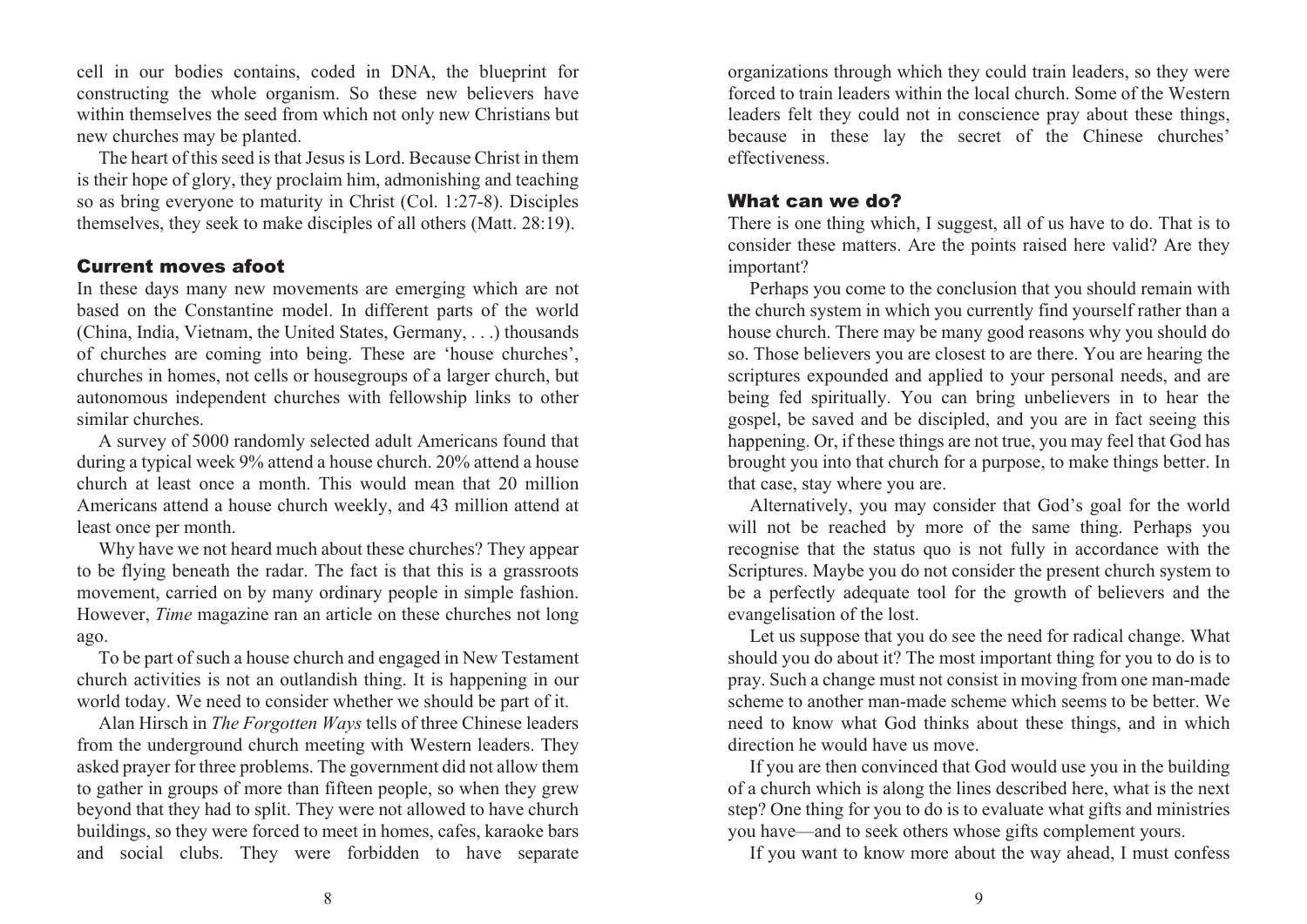cell in our bodies contains, coded in DNA, the blueprint for constructing the whole organism. So these new believers have within themselves the seed from which not only new Christians but new churches may be planted.

The heart of this seed is that Jesus is Lord. Because Christ in them is their hope of glory, they proclaim him, admonishing and teaching so as bring everyone to maturity in Christ (Col. 1:27-8). Disciples themselves, they seek to make disciples of all others (Matt. 28:19).

## Current moves afoot

In these days many new movements are emerging which are not based on the Constantine model. In different parts of the world (China, India, Vietnam, the United States, Germany, . . .) thousands of churches are coming into being. These are 'house churches', churches in homes, not cells or housegroups of a larger church, but autonomous independent churches with fellowship links to other similar churches.

A survey of 5000 randomly selected adult Americans found that during a typical week 9% attend a house church. 20% attend a house church at least once a month. This would mean that 20 million Americans attend a house church weekly, and 43 million attend at least once per month.

Why have we not heard much about these churches? They appear to be flying beneath the radar. The fact is that this is a grassroots movement, carried on by many ordinary people in simple fashion. However, *Time* magazine ran an article on these churches not long ago.

To be part of such a house church and engaged in New Testament church activities is not an outlandish thing. It is happening in our world today. We need to consider whether we should be part of it.

Alan Hirsch in *The Forgotten Ways* tells of three Chinese leaders from the underground church meeting with Western leaders. They asked prayer for three problems. The government did not allow them to gather in groups of more than fifteen people, so when they grew beyond that they had to split. They were not allowed to have church buildings, so they were forced to meet in homes, cafes, karaoke bars and social clubs. They were forbidden to have separate organizations through which they could train leaders, so they were forced to train leaders within the local church. Some of the Western leaders felt they could not in conscience pray about these things, because in these lay the secret of the Chinese churches' effectiveness.

## What can we do?

There is one thing which, I suggest, all of us have to do. That is to consider these matters. Are the points raised here valid? Are they important?

Perhaps you come to the conclusion that you should remain with the church system in which you currently find yourself rather than a house church. There may be many good reasons why you should do so. Those believers you are closest to are there. You are hearing the scriptures expounded and applied to your personal needs, and are being fed spiritually. You can bring unbelievers in to hear the gospel, be saved and be discipled, and you are in fact seeing this happening. Or, if these things are not true, you may feel that God has brought you into that church for a purpose, to make things better. In that case, stay where you are.

Alternatively, you may consider that God's goal for the world will not be reached by more of the same thing. Perhaps you recognise that the status quo is not fully in accordance with the Scriptures. Maybe you do not consider the present church system to be a perfectly adequate tool for the growth of believers and the evangelisation of the lost.

Let us suppose that you do see the need for radical change. What should you do about it? The most important thing for you to do is to pray. Such a change must not consist in moving from one man-made scheme to another man-made scheme which seems to be better. We need to know what God thinks about these things, and in which direction he would have us move.

If you are then convinced that God would use you in the building of a church which is along the lines described here, what is the next step? One thing for you to do is to evaluate what gifts and ministries you have—and to seek others whose gifts complement yours.

If you want to know more about the way ahead, I must confess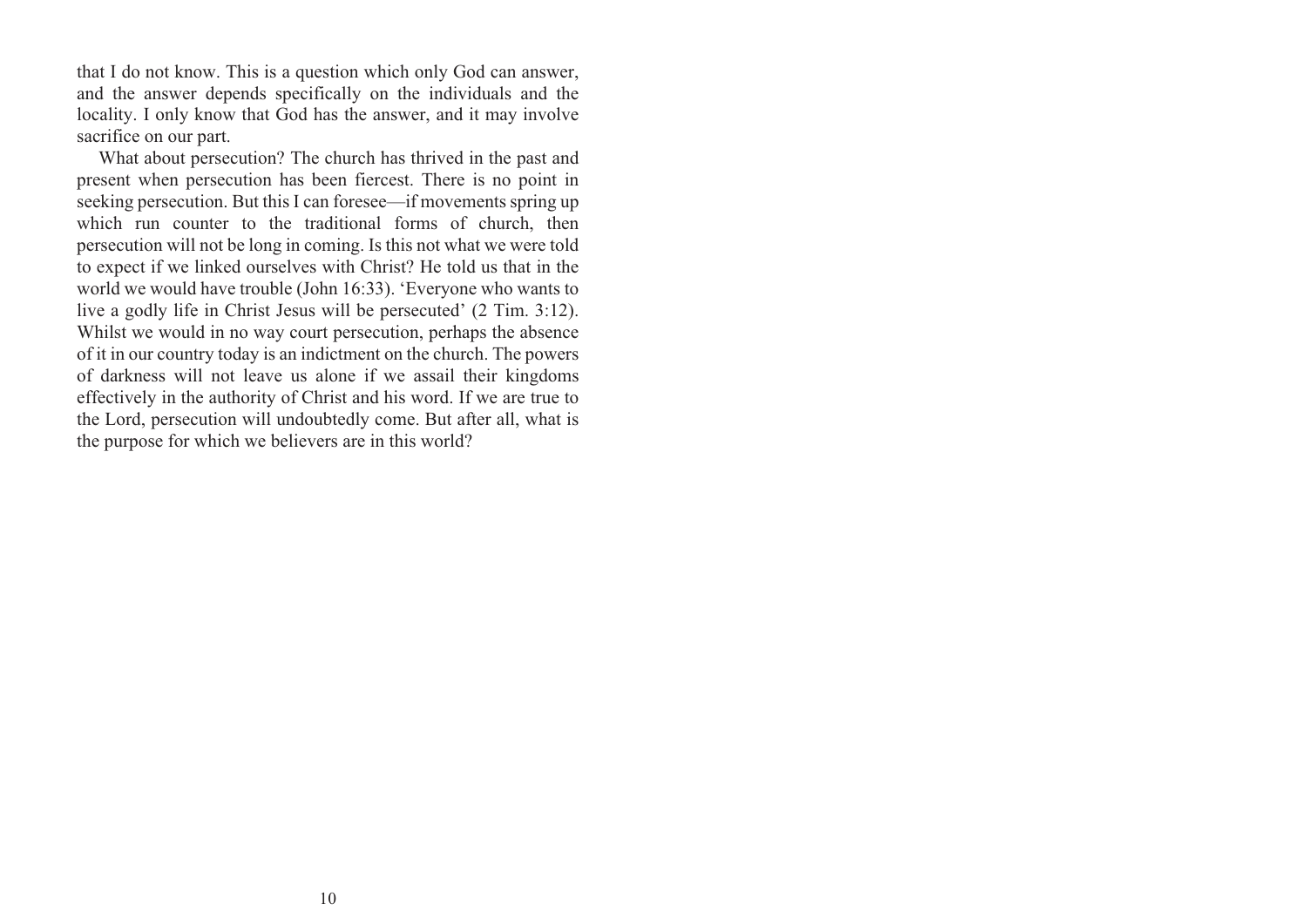that I do not know. This is a question which only God can answer, and the answer depends specifically on the individuals and the locality. I only know that God has the answer, and it may involve sacrifice on our part.

What about persecution? The church has thrived in the past and present when persecution has been fiercest. There is no point in seeking persecution. But this I can foresee—if movements spring up which run counter to the traditional forms of church, then persecution will not be long in coming. Is this not what we were told to expect if we linked ourselves with Christ? He told us that in the world we would have trouble (John 16:33). 'Everyone who wants to live a godly life in Christ Jesus will be persecuted' (2 Tim. 3:12). Whilst we would in no way court persecution, perhaps the absence of it in our country today is an indictment on the church. The powers of darkness will not leave us alone if we assail their kingdoms effectively in the authority of Christ and his word. If we are true to the Lord, persecution will undoubtedly come. But after all, what is the purpose for which we believers are in this world?